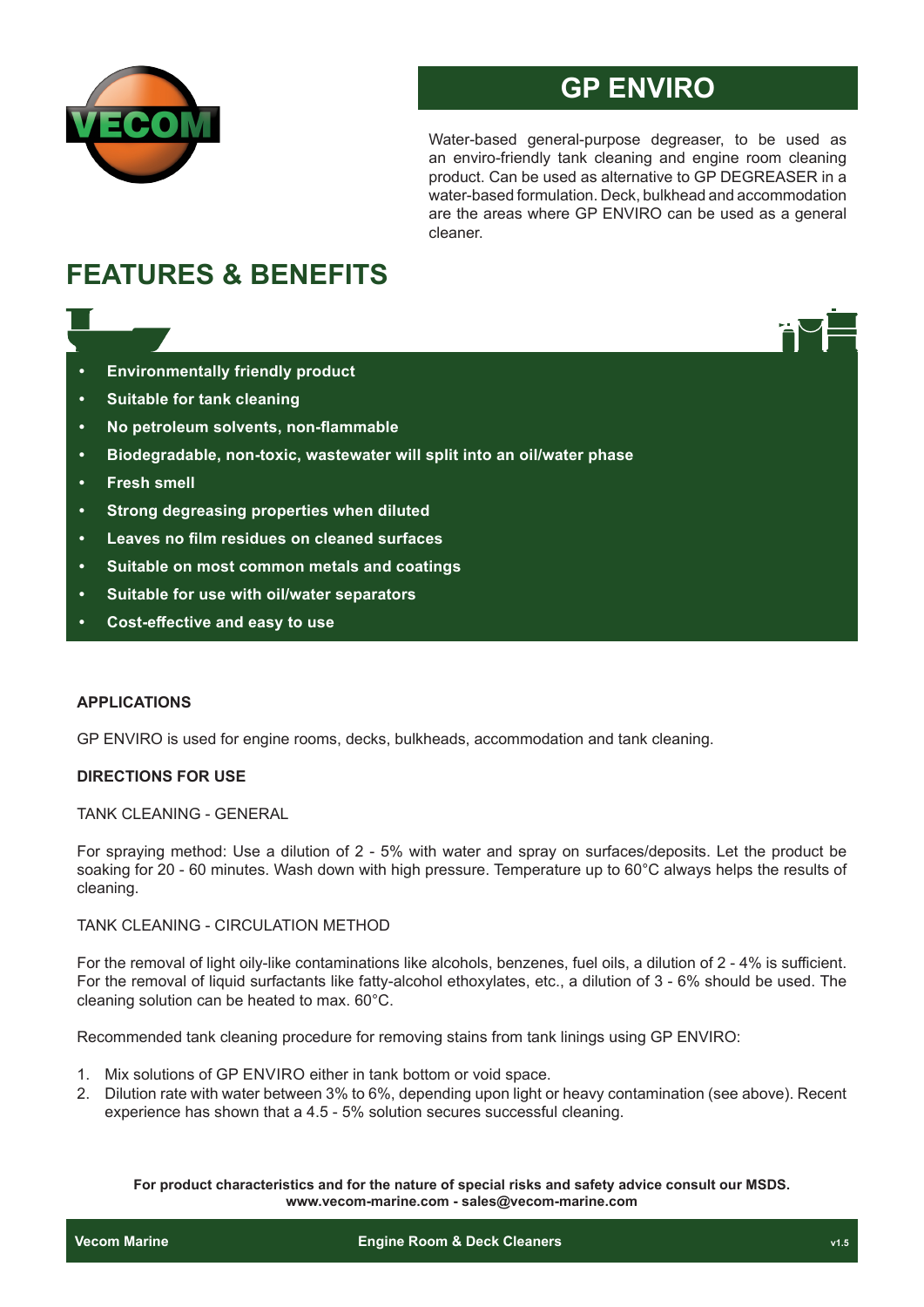# GP ENVIRO

Water-based general-purpose degreaser, to be used as an enviro-friendly tank cleaning and engine room cleaning product. Can be used as alternative to GP DEGREASER in a water-based formulation. Deck, bulkhead and accommodation are the areas where GP ENVIRO can be used as a general cleaner.

## FEATURES & BENEFITS

- **Environmentally friendly product**
- **Suitable for tank cleaning**
- **No petroleum solvents, non-flammable**
- **Biodegradable, non-toxic, wastewater will split into an oil/water phase**
- **Fresh smell**
- **Strong degreasing properties when diluted**
- **Leaves no film residues on cleaned surfaces**
- **Suitable on most common metals and coatings**
- **Suitable for use with oil/water separators**
- **Cost-effective and easy to use**

### APPLICATIONS

GP ENVIRO is used for engine rooms, decks, bulkheads, accommodation and tank cleaning.

### DIRECTIONS FOR USE

TANK CLEANING - GENERAL

For spraying method: Use a dilution of 2 - 5% with water and spray on surfaces/deposits. Let the product be soaking for 20 - 60 minutes. Wash down with high pressure. Temperature up to 60°C always helps the results of cleaning.

TANK CLEANING - CIRCULATION METHOD

For the removal of light oily-like contaminations like alcohols, benzenes, fuel oils, a dilution of 2 - 4% is sufficient. For the removal of liquid surfactants like fatty-alcohol ethoxylates, etc., a dilution of 3 - 6% should be used. The cleaning solution can be heated to max. 60°C.

Recommended tank cleaning procedure for removing stains from tank linings using GP ENVIRO:

1. Mix solutions of GP ENVIRO either in tank bottom or void space.
2. Dilution rate with water between 3% to 6%, depending upon light or heavy contamination (see above). Recent experience has shown that a 4.5 - 5% solution secures successful cleaning.

**For product characteristics and for the nature of special risks and safety advice consult our MSDS.**
**www.vecom-marine.com - sales@vecom-marine.com**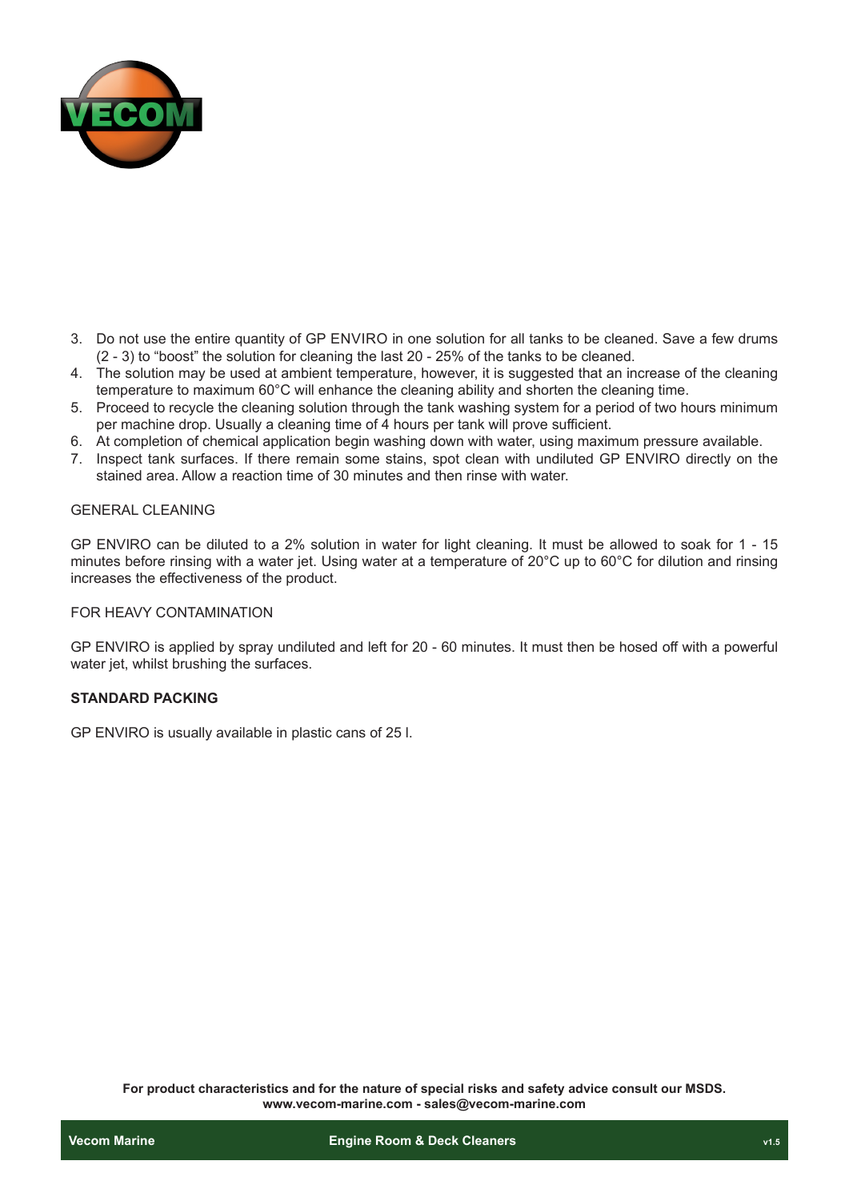3. Do not use the entire quantity of GP ENVIRO in one solution for all tanks to be cleaned. Save a few drums (2 - 3) to “boost” the solution for cleaning the last 20 - 25% of the tanks to be cleaned.
4. The solution may be used at ambient temperature, however, it is suggested that an increase of the cleaning temperature to maximum 60°C will enhance the cleaning ability and shorten the cleaning time.
5. Proceed to recycle the cleaning solution through the tank washing system for a period of two hours minimum per machine drop. Usually a cleaning time of 4 hours per tank will prove sufficient.
6. At completion of chemical application begin washing down with water, using maximum pressure available.
7. Inspect tank surfaces. If there remain some stains, spot clean with undiluted GP ENVIRO directly on the stained area. Allow a reaction time of 30 minutes and then rinse with water.

GENERAL CLEANING

GP ENVIRO can be diluted to a 2% solution in water for light cleaning. It must be allowed to soak for 1 - 15 minutes before rinsing with a water jet. Using water at a temperature of 20°C up to 60°C for dilution and rinsing increases the effectiveness of the product.

FOR HEAVY CONTAMINATION

GP ENVIRO is applied by spray undiluted and left for 20 - 60 minutes. It must then be hosed off with a powerful water jet, whilst brushing the surfaces.

**STANDARD PACKING**

GP ENVIRO is usually available in plastic cans of 25 l.

**For product characteristics and for the nature of special risks and safety advice consult our MSDS.**
**www.vecom-marine.com - sales@vecom-marine.com**